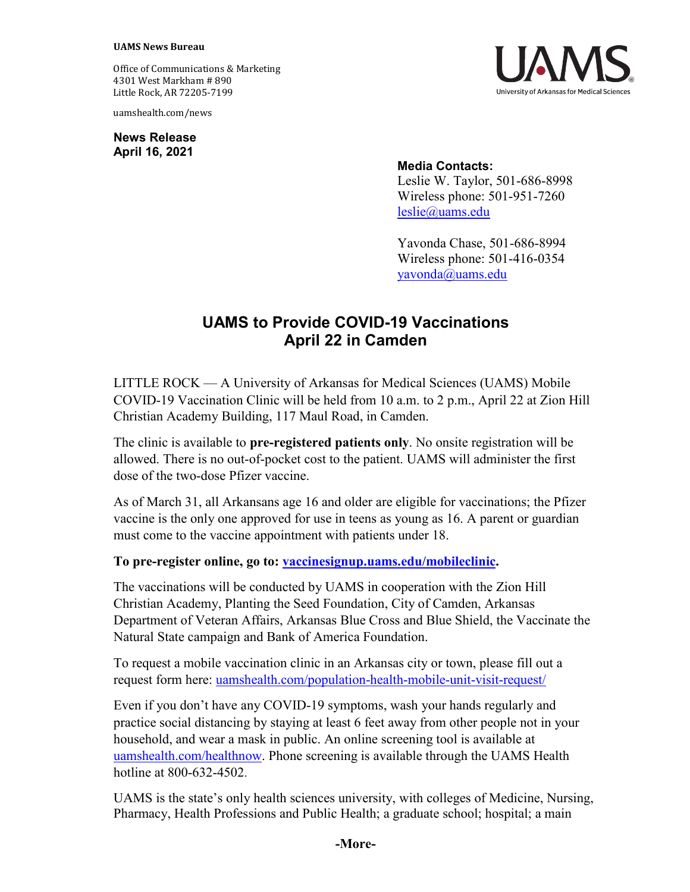**UAMS News Bureau**

Office of Communications & Marketing
4301 West Markham # 890
Little Rock, AR 72205-7199

uamshealth.com/news

**News Release**
**April 16, 2021**

**Media Contacts:**
Leslie W. Taylor, 501-686-8998
Wireless phone: 501-951-7260
leslie@uams.edu

Yavonda Chase, 501-686-8994
Wireless phone: 501-416-0354
yavonda@uams.edu

# UAMS to Provide COVID-19 Vaccinations April 22 in Camden

LITTLE ROCK — A University of Arkansas for Medical Sciences (UAMS) Mobile COVID-19 Vaccination Clinic will be held from 10 a.m. to 2 p.m., April 22 at Zion Hill Christian Academy Building, 117 Maul Road, in Camden.

The clinic is available to **pre-registered patients only**. No onsite registration will be allowed. There is no out-of-pocket cost to the patient. UAMS will administer the first dose of the two-dose Pfizer vaccine.

As of March 31, all Arkansans age 16 and older are eligible for vaccinations; the Pfizer vaccine is the only one approved for use in teens as young as 16. A parent or guardian must come to the vaccine appointment with patients under 18.

**To pre-register online, go to: vaccinesignup.uams.edu/mobileclinic.**

The vaccinations will be conducted by UAMS in cooperation with the Zion Hill Christian Academy, Planting the Seed Foundation, City of Camden, Arkansas Department of Veteran Affairs, Arkansas Blue Cross and Blue Shield, the Vaccinate the Natural State campaign and Bank of America Foundation.

To request a mobile vaccination clinic in an Arkansas city or town, please fill out a request form here: uamshealth.com/population-health-mobile-unit-visit-request/

Even if you don't have any COVID-19 symptoms, wash your hands regularly and practice social distancing by staying at least 6 feet away from other people not in your household, and wear a mask in public. An online screening tool is available at uamshealth.com/healthnow. Phone screening is available through the UAMS Health hotline at 800-632-4502.

UAMS is the state's only health sciences university, with colleges of Medicine, Nursing, Pharmacy, Health Professions and Public Health; a graduate school; hospital; a main

-More-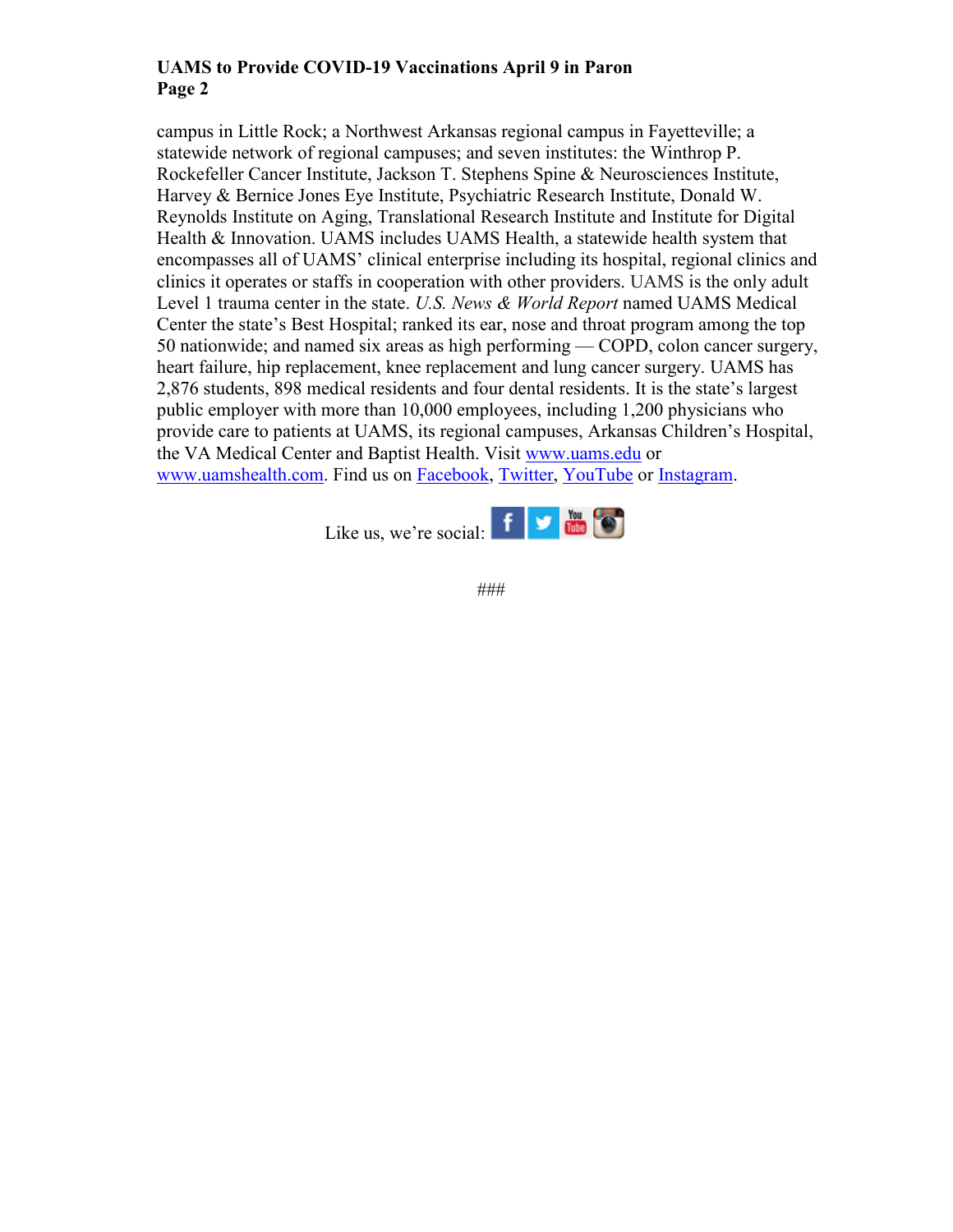campus in Little Rock; a Northwest Arkansas regional campus in Fayetteville; a statewide network of regional campuses; and seven institutes: the Winthrop P. Rockefeller Cancer Institute, Jackson T. Stephens Spine & Neurosciences Institute, Harvey & Bernice Jones Eye Institute, Psychiatric Research Institute, Donald W. Reynolds Institute on Aging, Translational Research Institute and Institute for Digital Health & Innovation. UAMS includes UAMS Health, a statewide health system that encompasses all of UAMS' clinical enterprise including its hospital, regional clinics and clinics it operates or staffs in cooperation with other providers. UAMS is the only adult Level 1 trauma center in the state. *U.S. News & World Report* named UAMS Medical Center the state's Best Hospital; ranked its ear, nose and throat program among the top 50 nationwide; and named six areas as high performing — COPD, colon cancer surgery, heart failure, hip replacement, knee replacement and lung cancer surgery. UAMS has 2,876 students, 898 medical residents and four dental residents. It is the state's largest public employer with more than 10,000 employees, including 1,200 physicians who provide care to patients at UAMS, its regional campuses, Arkansas Children's Hospital, the VA Medical Center and Baptist Health. Visit [www.uams.edu](www.uams.edu) or [www.uamshealth.com](www.uamshealth.com). Find us on Facebook, Twitter, YouTube or Instagram.

Like us, we're social:

###